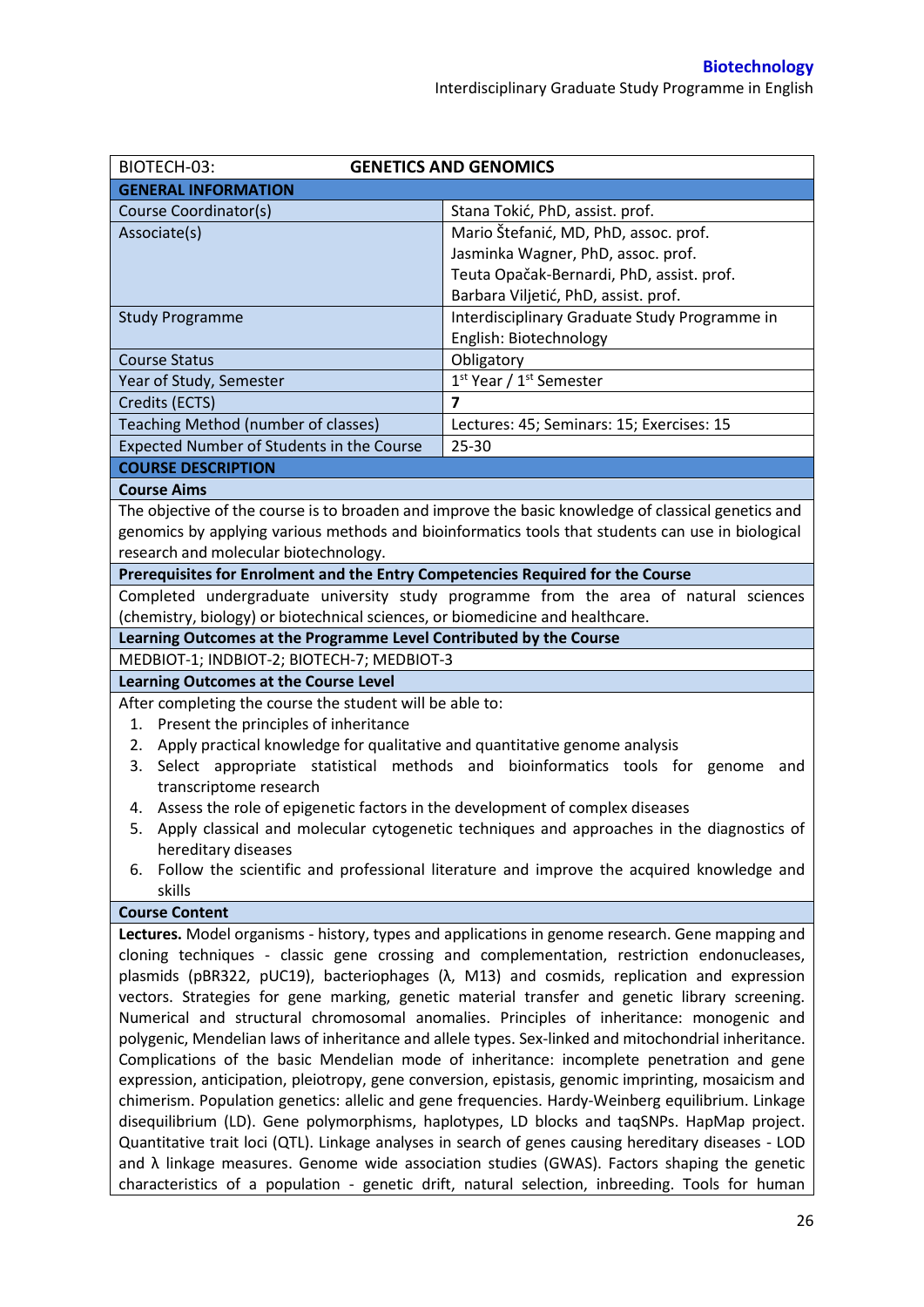| BIOTECH-03: | GENETICS AND GENOMICS |
|---|---|
| **GENERAL INFORMATION** | |
| Course Coordinator(s) | Stana Tokić, PhD, assist. prof. |
| Associate(s) | Mario Štefanić, MD, PhD, assoc. prof.<br>Jasminka Wagner, PhD, assoc. prof.<br>Teuta Opačak-Bernardi, PhD, assist. prof.<br>Barbara Viljetić, PhD, assist. prof. |
| Study Programme | Interdisciplinary Graduate Study Programme in English: Biotechnology |
| Course Status | Obligatory |
| Year of Study, Semester | 1st Year / 1st Semester |
| Credits (ECTS) | **7** |
| Teaching Method (number of classes) | Lectures: 45; Seminars: 15; Exercises: 15 |
| Expected Number of Students in the Course | 25-30 |

**COURSE DESCRIPTION**

**Course Aims**

The objective of the course is to broaden and improve the basic knowledge of classical genetics and genomics by applying various methods and bioinformatics tools that students can use in biological research and molecular biotechnology.

**Prerequisites for Enrolment and the Entry Competencies Required for the Course**

Completed undergraduate university study programme from the area of natural sciences (chemistry, biology) or biotechnical sciences, or biomedicine and healthcare.

**Learning Outcomes at the Programme Level Contributed by the Course**

MEDBIOT-1; INDBIOT-2; BIOTECH-7; MEDBIOT-3

**Learning Outcomes at the Course Level**

After completing the course the student will be able to:

1. Present the principles of inheritance
2. Apply practical knowledge for qualitative and quantitative genome analysis
3. Select appropriate statistical methods and bioinformatics tools for genome and transcriptome research
4. Assess the role of epigenetic factors in the development of complex diseases
5. Apply classical and molecular cytogenetic techniques and approaches in the diagnostics of hereditary diseases
6. Follow the scientific and professional literature and improve the acquired knowledge and skills

**Course Content**

**Lectures.** Model organisms - history, types and applications in genome research. Gene mapping and cloning techniques - classic gene crossing and complementation, restriction endonucleases, plasmids (pBR322, pUC19), bacteriophages (λ, M13) and cosmids, replication and expression vectors. Strategies for gene marking, genetic material transfer and genetic library screening. Numerical and structural chromosomal anomalies. Principles of inheritance: monogenic and polygenic, Mendelian laws of inheritance and allele types. Sex-linked and mitochondrial inheritance. Complications of the basic Mendelian mode of inheritance: incomplete penetration and gene expression, anticipation, pleiotropy, gene conversion, epistasis, genomic imprinting, mosaicism and chimerism. Population genetics: allelic and gene frequencies. Hardy-Weinberg equilibrium. Linkage disequilibrium (LD). Gene polymorphisms, haplotypes, LD blocks and taqSNPs. HapMap project. Quantitative trait loci (QTL). Linkage analyses in search of genes causing hereditary diseases - LOD and λ linkage measures. Genome wide association studies (GWAS). Factors shaping the genetic characteristics of a population - genetic drift, natural selection, inbreeding. Tools for human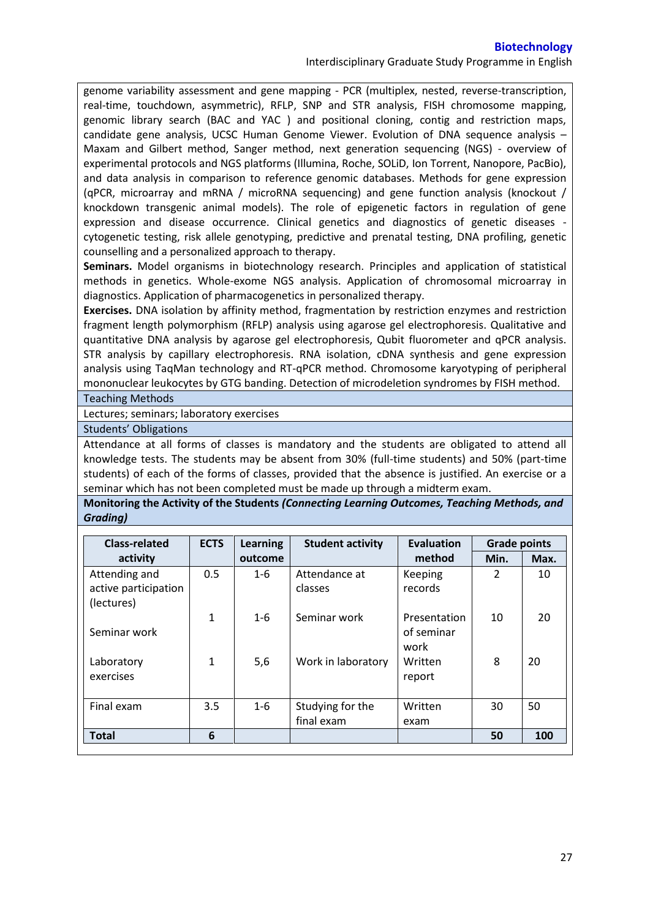genome variability assessment and gene mapping - PCR (multiplex, nested, reverse-transcription, real-time, touchdown, asymmetric), RFLP, SNP and STR analysis, FISH chromosome mapping, genomic library search (BAC and YAC ) and positional cloning, contig and restriction maps, candidate gene analysis, UCSC Human Genome Viewer. Evolution of DNA sequence analysis – Maxam and Gilbert method, Sanger method, next generation sequencing (NGS) - overview of experimental protocols and NGS platforms (Illumina, Roche, SOLiD, Ion Torrent, Nanopore, PacBio), and data analysis in comparison to reference genomic databases. Methods for gene expression (qPCR, microarray and mRNA / microRNA sequencing) and gene function analysis (knockout / knockdown transgenic animal models). The role of epigenetic factors in regulation of gene expression and disease occurrence. Clinical genetics and diagnostics of genetic diseases - cytogenetic testing, risk allele genotyping, predictive and prenatal testing, DNA profiling, genetic counselling and a personalized approach to therapy.

**Seminars.** Model organisms in biotechnology research. Principles and application of statistical methods in genetics. Whole-exome NGS analysis. Application of chromosomal microarray in diagnostics. Application of pharmacogenetics in personalized therapy.

**Exercises.** DNA isolation by affinity method, fragmentation by restriction enzymes and restriction fragment length polymorphism (RFLP) analysis using agarose gel electrophoresis. Qualitative and quantitative DNA analysis by agarose gel electrophoresis, Qubit fluorometer and qPCR analysis. STR analysis by capillary electrophoresis. RNA isolation, cDNA synthesis and gene expression analysis using TaqMan technology and RT-qPCR method. Chromosome karyotyping of peripheral mononuclear leukocytes by GTG banding. Detection of microdeletion syndromes by FISH method.

### Teaching Methods

Lectures; seminars; laboratory exercises

### Students' Obligations

Attendance at all forms of classes is mandatory and the students are obligated to attend all knowledge tests. The students may be absent from 30% (full-time students) and 50% (part-time students) of each of the forms of classes, provided that the absence is justified. An exercise or a seminar which has not been completed must be made up through a midterm exam.

### Monitoring the Activity of the Students *(Connecting Learning Outcomes, Teaching Methods, and Grading)*

| Class-related activity | ECTS | Learning outcome | Student activity | Evaluation method | Grade points | |
|---|---|---|---|---|---|---|
| | | | | | Min. | Max. |
| Attending and active participation (lectures) | 0.5 | 1-6 | Attendance at classes | Keeping records | 2 | 10 |
| Seminar work | 1 | 1-6 | Seminar work | Presentation of seminar work | 10 | 20 |
| Laboratory exercises | 1 | 5,6 | Work in laboratory | Written report | 8 | 20 |
| Final exam | 3.5 | 1-6 | Studying for the final exam | Written exam | 30 | 50 |
| **Total** | **6** | | | | **50** | **100** |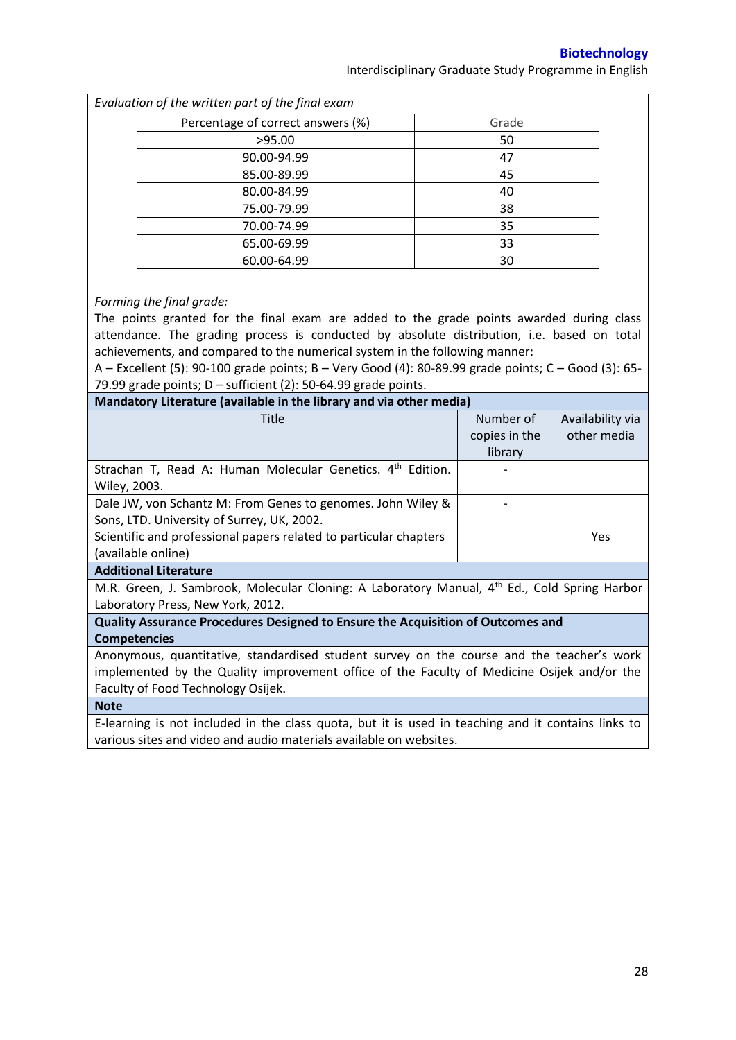*Evaluation of the written part of the final exam*

| Percentage of correct answers (%) | Grade |
|---|---|
| >95.00 | 50 |
| 90.00-94.99 | 47 |
| 85.00-89.99 | 45 |
| 80.00-84.99 | 40 |
| 75.00-79.99 | 38 |
| 70.00-74.99 | 35 |
| 65.00-69.99 | 33 |
| 60.00-64.99 | 30 |

*Forming the final grade:*

The points granted for the final exam are added to the grade points awarded during class attendance. The grading process is conducted by absolute distribution, i.e. based on total achievements, and compared to the numerical system in the following manner:

A – Excellent (5): 90-100 grade points; B – Very Good (4): 80-89.99 grade points; C – Good (3): 65-79.99 grade points; D – sufficient (2): 50-64.99 grade points.

**Mandatory Literature (available in the library and via other media)**

| Title | Number of copies in the library | Availability via other media |
|---|---|---|
| Strachan T, Read A: Human Molecular Genetics. 4th Edition. Wiley, 2003. | - | |
| Dale JW, von Schantz M: From Genes to genomes. John Wiley & Sons, LTD. University of Surrey, UK, 2002. | - | |
| Scientific and professional papers related to particular chapters (available online) | | Yes |

**Additional Literature**

M.R. Green, J. Sambrook, Molecular Cloning: A Laboratory Manual, 4th Ed., Cold Spring Harbor Laboratory Press, New York, 2012.

**Quality Assurance Procedures Designed to Ensure the Acquisition of Outcomes and Competencies**

Anonymous, quantitative, standardised student survey on the course and the teacher's work implemented by the Quality improvement office of the Faculty of Medicine Osijek and/or the Faculty of Food Technology Osijek.

**Note**

E-learning is not included in the class quota, but it is used in teaching and it contains links to various sites and video and audio materials available on websites.